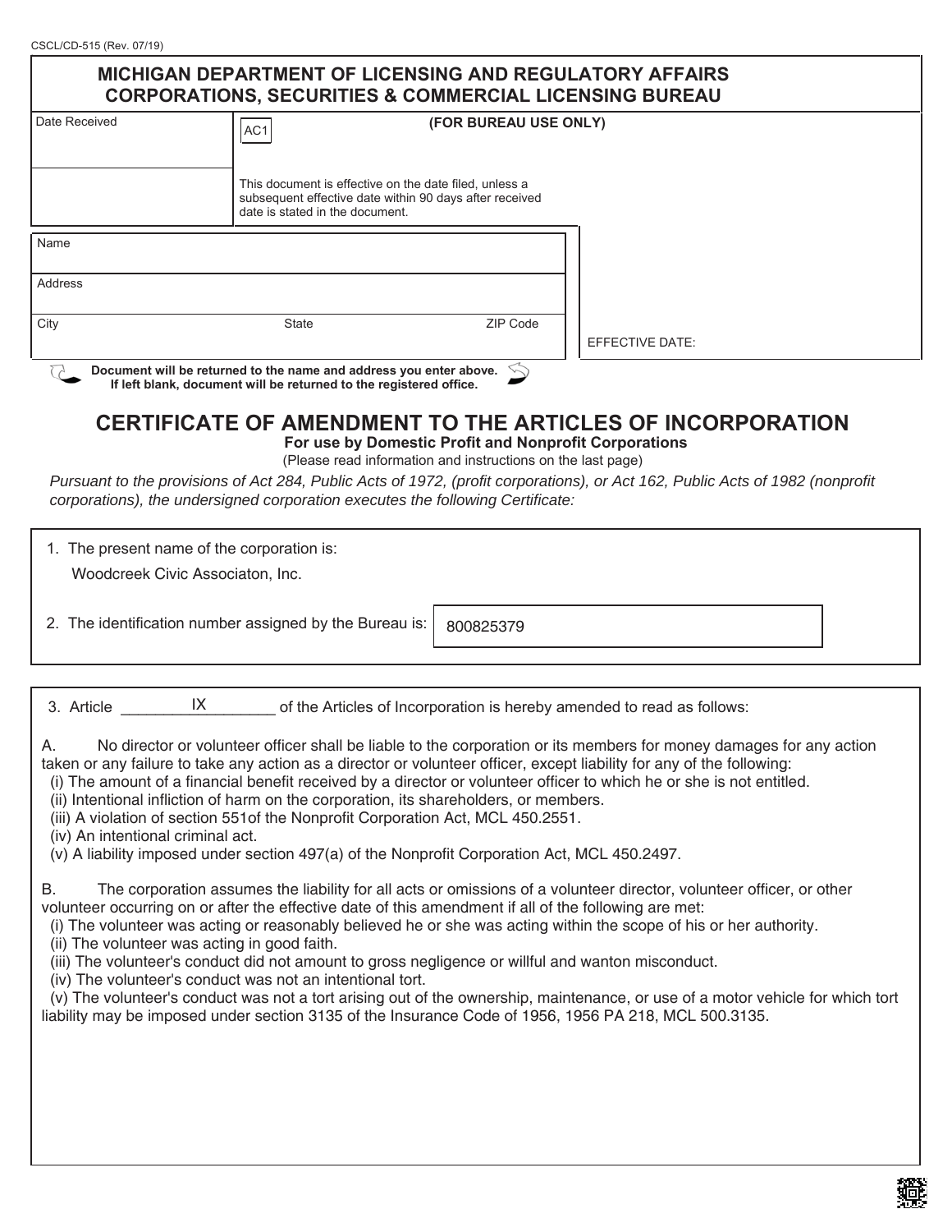CSCL/CD-515 (Rev. 07/19)

## MICHIGAN DEPARTMENT OF LICENSING AND REGULATORY AFFAIRS
## CORPORATIONS, SECURITIES & COMMERCIAL LICENSING BUREAU

| | | |
|---|---|---|
| Date Received | AC1 | (FOR BUREAU USE ONLY) |
| | This document is effective on the date filed, unless a subsequent effective date within 90 days after received date is stated in the document. | |

| | | |
|---|---|---|
| Name | | |
| Address | | |
| City | State | ZIP Code |

EFFECTIVE DATE:

**Document will be returned to the name and address you enter above. If left blank, document will be returned to the registered office.**

# CERTIFICATE OF AMENDMENT TO THE ARTICLES OF INCORPORATION

**For use by Domestic Profit and Nonprofit Corporations**

(Please read information and instructions on the last page)

*Pursuant to the provisions of Act 284, Public Acts of 1972, (profit corporations), or Act 162, Public Acts of 1982 (nonprofit corporations), the undersigned corporation executes the following Certificate:*

1. The present name of the corporation is:

   Woodcreek Civic Associaton, Inc.

2. The identification number assigned by the Bureau is: 800825379

3. Article IX of the Articles of Incorporation is hereby amended to read as follows:

A. No director or volunteer officer shall be liable to the corporation or its members for money damages for any action taken or any failure to take any action as a director or volunteer officer, except liability for any of the following:

(i) The amount of a financial benefit received by a director or volunteer officer to which he or she is not entitled.
(ii) Intentional infliction of harm on the corporation, its shareholders, or members.
(iii) A violation of section 551of the Nonprofit Corporation Act, MCL 450.2551.
(iv) An intentional criminal act.
(v) A liability imposed under section 497(a) of the Nonprofit Corporation Act, MCL 450.2497.

B. The corporation assumes the liability for all acts or omissions of a volunteer director, volunteer officer, or other volunteer occurring on or after the effective date of this amendment if all of the following are met:

(i) The volunteer was acting or reasonably believed he or she was acting within the scope of his or her authority.
(ii) The volunteer was acting in good faith.
(iii) The volunteer's conduct did not amount to gross negligence or willful and wanton misconduct.
(iv) The volunteer's conduct was not an intentional tort.
(v) The volunteer's conduct was not a tort arising out of the ownership, maintenance, or use of a motor vehicle for which tort liability may be imposed under section 3135 of the Insurance Code of 1956, 1956 PA 218, MCL 500.3135.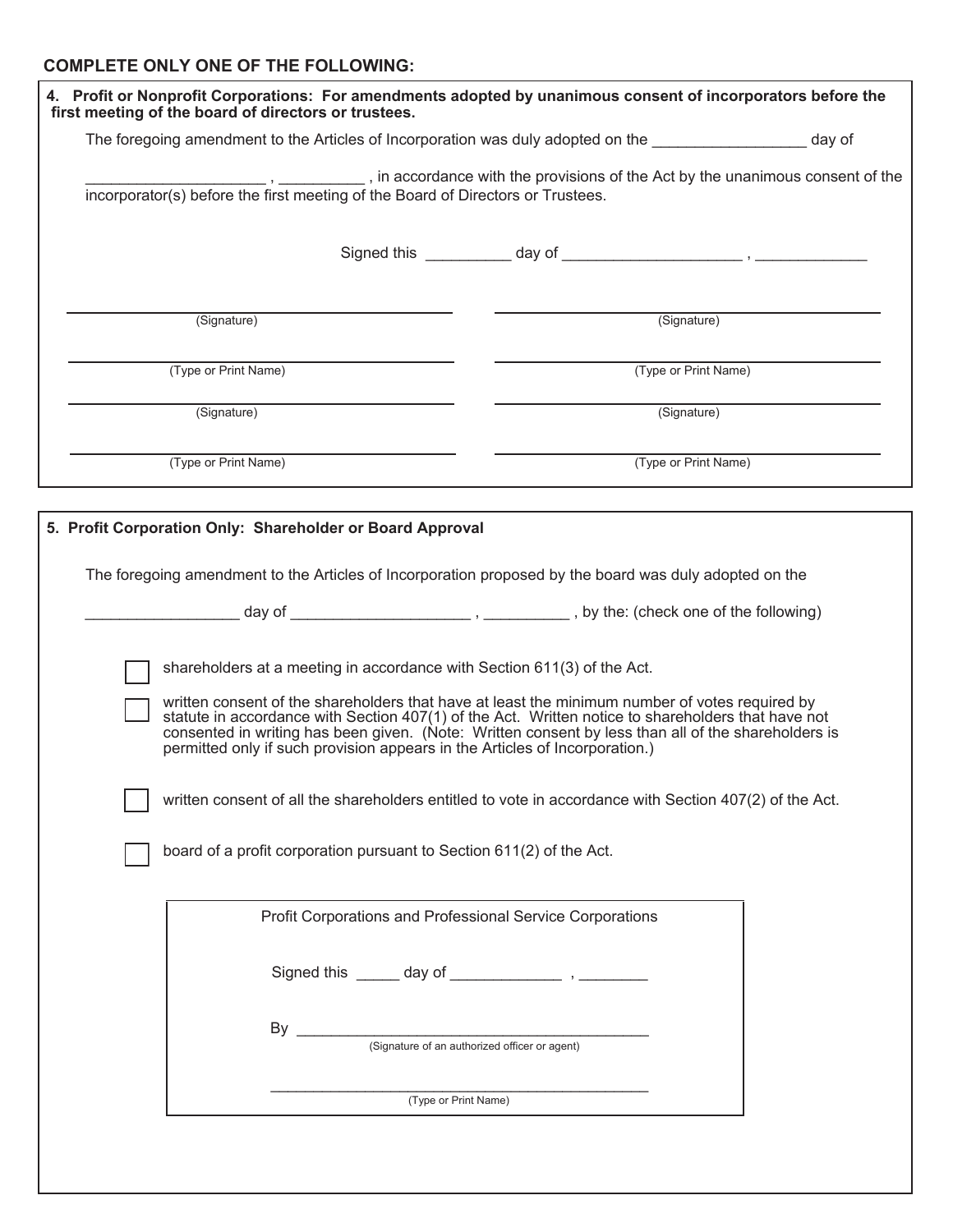**COMPLETE ONLY ONE OF THE FOLLOWING:**

**4. Profit or Nonprofit Corporations: For amendments adopted by unanimous consent of incorporators before the first meeting of the board of directors or trustees.**

The foregoing amendment to the Articles of Incorporation was duly adopted on the __________________ day of

_____________________ , __________ , in accordance with the provisions of the Act by the unanimous consent of the incorporator(s) before the first meeting of the Board of Directors or Trustees.

Signed this __________ day of _____________________ , _____________

| | |
|---|---|
| ______________________________ (Signature) | ______________________________ (Signature) |
| ______________________________ (Type or Print Name) | ______________________________ (Type or Print Name) |
| ______________________________ (Signature) | ______________________________ (Signature) |
| ______________________________ (Type or Print Name) | ______________________________ (Type or Print Name) |

**5. Profit Corporation Only: Shareholder or Board Approval**

The foregoing amendment to the Articles of Incorporation proposed by the board was duly adopted on the

__________________ day of _____________________ , __________ , by the: (check one of the following)

- [ ] shareholders at a meeting in accordance with Section 611(3) of the Act.
- [ ] written consent of the shareholders that have at least the minimum number of votes required by statute in accordance with Section 407(1) of the Act. Written notice to shareholders that have not consented in writing has been given. (Note: Written consent by less than all of the shareholders is permitted only if such provision appears in the Articles of Incorporation.)
- [ ] written consent of all the shareholders entitled to vote in accordance with Section 407(2) of the Act.
- [ ] board of a profit corporation pursuant to Section 611(2) of the Act.

Profit Corporations and Professional Service Corporations

Signed this _____ day of _____________ , ________

By ____________________________________________
(Signature of an authorized officer or agent)

______________________________________________
(Type or Print Name)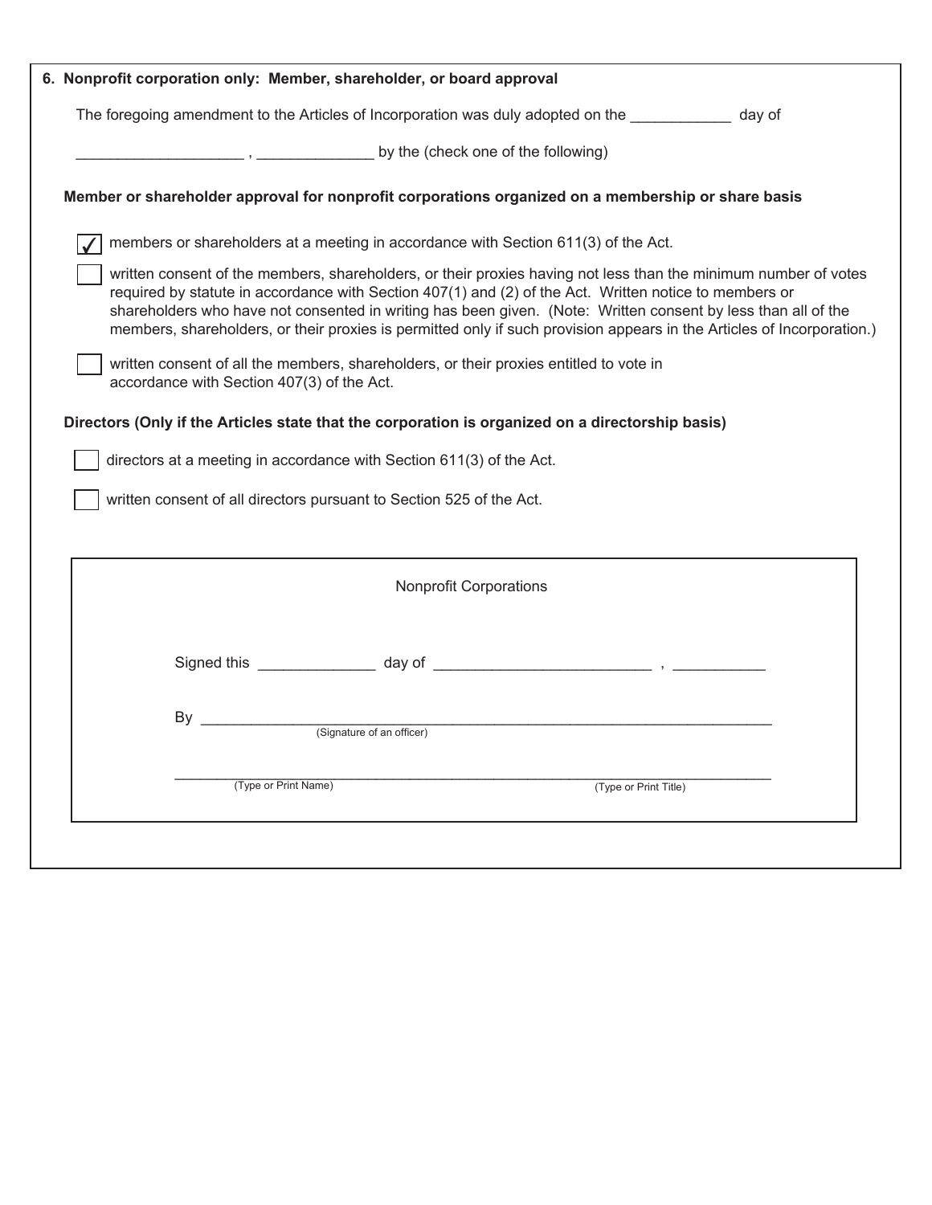**6. Nonprofit corporation only: Member, shareholder, or board approval**

The foregoing amendment to the Articles of Incorporation was duly adopted on the ____________ day of

____________________ , ______________ by the (check one of the following)

**Member or shareholder approval for nonprofit corporations organized on a membership or share basis**

- [x] members or shareholders at a meeting in accordance with Section 611(3) of the Act.
- [ ] written consent of the members, shareholders, or their proxies having not less than the minimum number of votes required by statute in accordance with Section 407(1) and (2) of the Act. Written notice to members or shareholders who have not consented in writing has been given. (Note: Written consent by less than all of the members, shareholders, or their proxies is permitted only if such provision appears in the Articles of Incorporation.)
- [ ] written consent of all the members, shareholders, or their proxies entitled to vote in accordance with Section 407(3) of the Act.

**Directors (Only if the Articles state that the corporation is organized on a directorship basis)**

- [ ] directors at a meeting in accordance with Section 611(3) of the Act.
- [ ] written consent of all directors pursuant to Section 525 of the Act.

Nonprofit Corporations

Signed this ______________ day of __________________________ , ___________

By ______________________________________________________________________
(Signature of an officer)

______________________________________________________________________
(Type or Print Name) (Type or Print Title)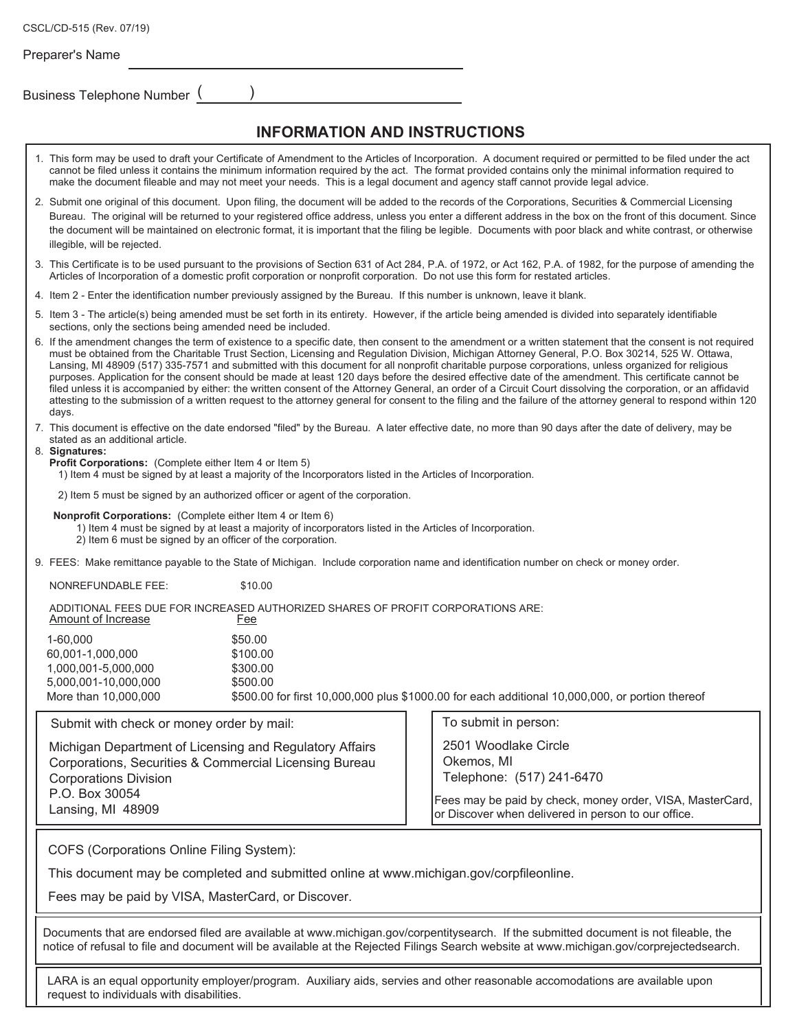CSCL/CD-515 (Rev. 07/19)

Preparer's Name ______________________________

Business Telephone Number (      ) ______________________________

## INFORMATION AND INSTRUCTIONS

1. This form may be used to draft your Certificate of Amendment to the Articles of Incorporation. A document required or permitted to be filed under the act cannot be filed unless it contains the minimum information required by the act. The format provided contains only the minimal information required to make the document fileable and may not meet your needs. This is a legal document and agency staff cannot provide legal advice.

2. Submit one original of this document. Upon filing, the document will be added to the records of the Corporations, Securities & Commercial Licensing Bureau. The original will be returned to your registered office address, unless you enter a different address in the box on the front of this document. Since the document will be maintained on electronic format, it is important that the filing be legible. Documents with poor black and white contrast, or otherwise illegible, will be rejected.

3. This Certificate is to be used pursuant to the provisions of Section 631 of Act 284, P.A. of 1972, or Act 162, P.A. of 1982, for the purpose of amending the Articles of Incorporation of a domestic profit corporation or nonprofit corporation. Do not use this form for restated articles.

4. Item 2 - Enter the identification number previously assigned by the Bureau. If this number is unknown, leave it blank.

5. Item 3 - The article(s) being amended must be set forth in its entirety. However, if the article being amended is divided into separately identifiable sections, only the sections being amended need be included.

6. If the amendment changes the term of existence to a specific date, then consent to the amendment or a written statement that the consent is not required must be obtained from the Charitable Trust Section, Licensing and Regulation Division, Michigan Attorney General, P.O. Box 30214, 525 W. Ottawa, Lansing, MI 48909 (517) 335-7571 and submitted with this document for all nonprofit charitable purpose corporations, unless organized for religious purposes. Application for the consent should be made at least 120 days before the desired effective date of the amendment. This certificate cannot be filed unless it is accompanied by either: the written consent of the Attorney General, an order of a Circuit Court dissolving the corporation, or an affidavit attesting to the submission of a written request to the attorney general for consent to the filing and the failure of the attorney general to respond within 120 days.

7. This document is effective on the date endorsed "filed" by the Bureau. A later effective date, no more than 90 days after the date of delivery, may be stated as an additional article.

8. **Signatures:**

   **Profit Corporations:** (Complete either Item 4 or Item 5)
   1) Item 4 must be signed by at least a majority of the Incorporators listed in the Articles of Incorporation.
   2) Item 5 must be signed by an authorized officer or agent of the corporation.

   **Nonprofit Corporations:** (Complete either Item 4 or Item 6)
   1) Item 4 must be signed by at least a majority of incorporators listed in the Articles of Incorporation.
   2) Item 6 must be signed by an officer of the corporation.

9. FEES: Make remittance payable to the State of Michigan. Include corporation name and identification number on check or money order.

   NONREFUNDABLE FEE: $10.00

   ADDITIONAL FEES DUE FOR INCREASED AUTHORIZED SHARES OF PROFIT CORPORATIONS ARE:

| Amount of Increase | Fee |
|---|---|
| 1-60,000 | $50.00 |
| 60,001-1,000,000 | $100.00 |
| 1,000,001-5,000,000 | $300.00 |
| 5,000,001-10,000,000 | $500.00 |
| More than 10,000,000 | $500.00 for first 10,000,000 plus $1000.00 for each additional 10,000,000, or portion thereof |

Submit with check or money order by mail:

Michigan Department of Licensing and Regulatory Affairs
Corporations, Securities & Commercial Licensing Bureau
Corporations Division
P.O. Box 30054
Lansing, MI 48909

To submit in person:

2501 Woodlake Circle
Okemos, MI
Telephone: (517) 241-6470

Fees may be paid by check, money order, VISA, MasterCard, or Discover when delivered in person to our office.

COFS (Corporations Online Filing System):

This document may be completed and submitted online at www.michigan.gov/corpfileonline.

Fees may be paid by VISA, MasterCard, or Discover.

Documents that are endorsed filed are available at www.michigan.gov/corpentitysearch. If the submitted document is not fileable, the notice of refusal to file and document will be available at the Rejected Filings Search website at www.michigan.gov/corprejectedsearch.

LARA is an equal opportunity employer/program. Auxiliary aids, servies and other reasonable accomodations are available upon request to individuals with disabilities.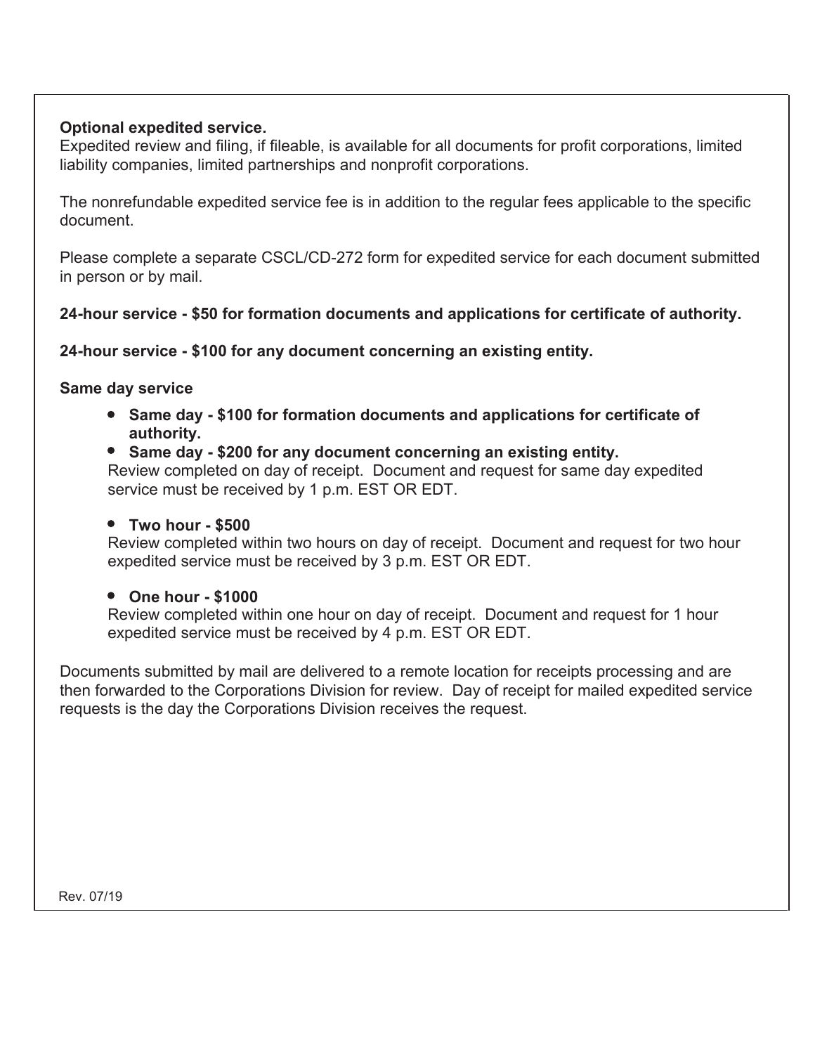**Optional expedited service.**

Expedited review and filing, if fileable, is available for all documents for profit corporations, limited liability companies, limited partnerships and nonprofit corporations.

The nonrefundable expedited service fee is in addition to the regular fees applicable to the specific document.

Please complete a separate CSCL/CD-272 form for expedited service for each document submitted in person or by mail.

**24-hour service - $50 for formation documents and applications for certificate of authority.**

**24-hour service - $100 for any document concerning an existing entity.**

**Same day service**

- **Same day - $100 for formation documents and applications for certificate of authority.**
- **Same day - $200 for any document concerning an existing entity.**
  Review completed on day of receipt. Document and request for same day expedited service must be received by 1 p.m. EST OR EDT.

- **Two hour - $500**
  Review completed within two hours on day of receipt. Document and request for two hour expedited service must be received by 3 p.m. EST OR EDT.

- **One hour - $1000**
  Review completed within one hour on day of receipt. Document and request for 1 hour expedited service must be received by 4 p.m. EST OR EDT.

Documents submitted by mail are delivered to a remote location for receipts processing and are then forwarded to the Corporations Division for review. Day of receipt for mailed expedited service requests is the day the Corporations Division receives the request.

Rev. 07/19